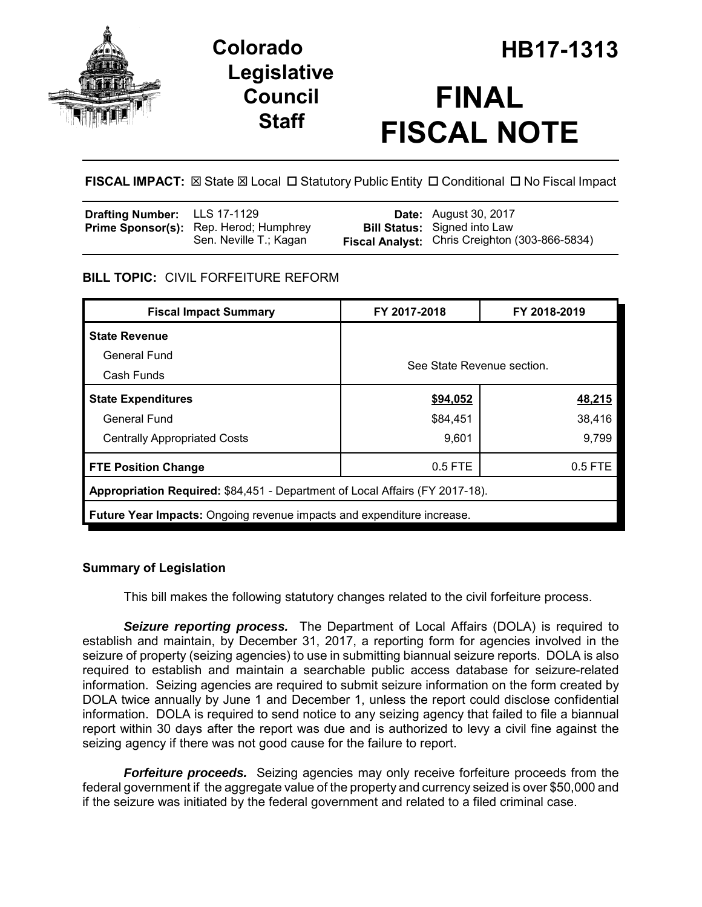# Colorado Legislative Council Staff

# HB17-1313

# FINAL FISCAL NOTE

**FISCAL IMPACT:** ☒ State ☒ Local ☐ Statutory Public Entity ☐ Conditional ☐ No Fiscal Impact

| | | | |
|---|---|---|---|
| **Drafting Number:** | LLS 17-1129 | **Date:** | August 30, 2017 |
| **Prime Sponsor(s):** | Rep. Herod; Humphrey<br>Sen. Neville T.; Kagan | **Bill Status:** | Signed into Law |
| | | **Fiscal Analyst:** | Chris Creighton (303-866-5834) |

**BILL TOPIC:** CIVIL FORFEITURE REFORM

| Fiscal Impact Summary | FY 2017-2018 | FY 2018-2019 |
|---|---|---|
| **State Revenue** | See State Revenue section. | |
| General Fund | | |
| Cash Funds | | |
| **State Expenditures** | **$94,052** | **48,215** |
| General Fund | $84,451 | 38,416 |
| Centrally Appropriated Costs | 9,601 | 9,799 |
| **FTE Position Change** | 0.5 FTE | 0.5 FTE |
| **Appropriation Required:** $84,451 - Department of Local Affairs (FY 2017-18). | | |
| **Future Year Impacts:** Ongoing revenue impacts and expenditure increase. | | |

### Summary of Legislation

This bill makes the following statutory changes related to the civil forfeiture process.

***Seizure reporting process.*** The Department of Local Affairs (DOLA) is required to establish and maintain, by December 31, 2017, a reporting form for agencies involved in the seizure of property (seizing agencies) to use in submitting biannual seizure reports. DOLA is also required to establish and maintain a searchable public access database for seizure-related information. Seizing agencies are required to submit seizure information on the form created by DOLA twice annually by June 1 and December 1, unless the report could disclose confidential information. DOLA is required to send notice to any seizing agency that failed to file a biannual report within 30 days after the report was due and is authorized to levy a civil fine against the seizing agency if there was not good cause for the failure to report.

***Forfeiture proceeds.*** Seizing agencies may only receive forfeiture proceeds from the federal government if the aggregate value of the property and currency seized is over $50,000 and if the seizure was initiated by the federal government and related to a filed criminal case.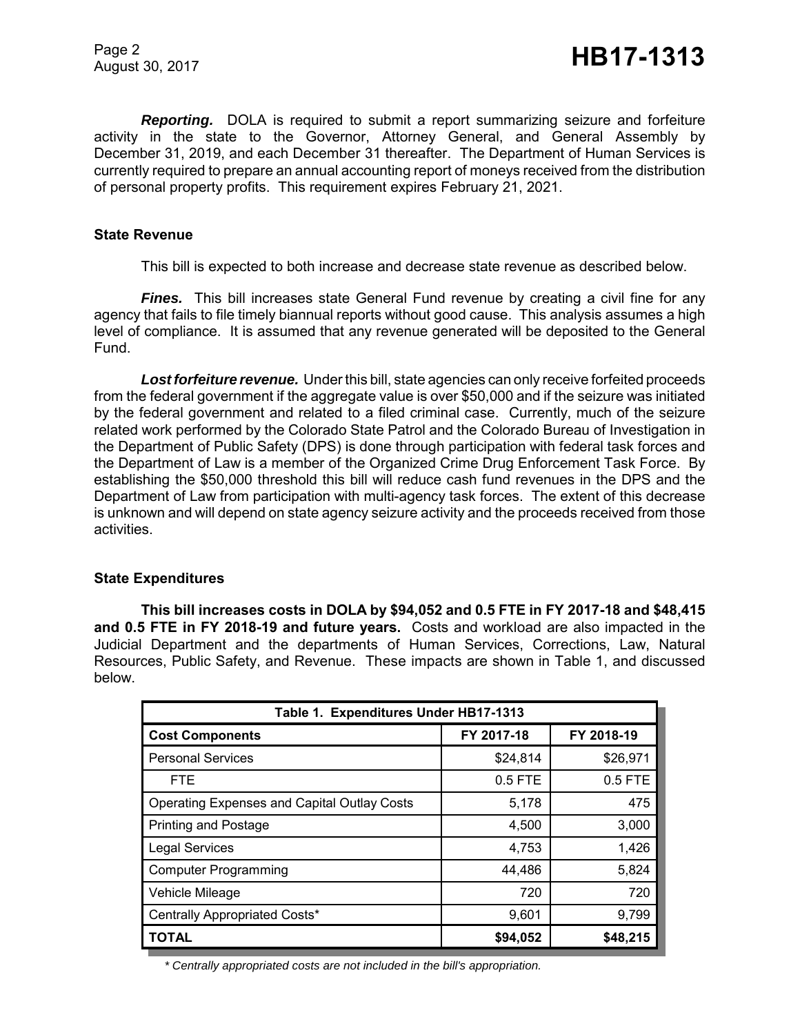***Reporting.*** DOLA is required to submit a report summarizing seizure and forfeiture activity in the state to the Governor, Attorney General, and General Assembly by December 31, 2019, and each December 31 thereafter. The Department of Human Services is currently required to prepare an annual accounting report of moneys received from the distribution of personal property profits. This requirement expires February 21, 2021.

### State Revenue

This bill is expected to both increase and decrease state revenue as described below.

***Fines.*** This bill increases state General Fund revenue by creating a civil fine for any agency that fails to file timely biannual reports without good cause. This analysis assumes a high level of compliance. It is assumed that any revenue generated will be deposited to the General Fund.

***Lost forfeiture revenue.*** Under this bill, state agencies can only receive forfeited proceeds from the federal government if the aggregate value is over $50,000 and if the seizure was initiated by the federal government and related to a filed criminal case. Currently, much of the seizure related work performed by the Colorado State Patrol and the Colorado Bureau of Investigation in the Department of Public Safety (DPS) is done through participation with federal task forces and the Department of Law is a member of the Organized Crime Drug Enforcement Task Force. By establishing the $50,000 threshold this bill will reduce cash fund revenues in the DPS and the Department of Law from participation with multi-agency task forces. The extent of this decrease is unknown and will depend on state agency seizure activity and the proceeds received from those activities.

### State Expenditures

**This bill increases costs in DOLA by $94,052 and 0.5 FTE in FY 2017-18 and $48,415 and 0.5 FTE in FY 2018-19 and future years.** Costs and workload are also impacted in the Judicial Department and the departments of Human Services, Corrections, Law, Natural Resources, Public Safety, and Revenue. These impacts are shown in Table 1, and discussed below.

| Table 1. Expenditures Under HB17-1313 | | |
|---|---|---|
| **Cost Components** | **FY 2017-18** | **FY 2018-19** |
| Personal Services | $24,814 | $26,971 |
| FTE | 0.5 FTE | 0.5 FTE |
| Operating Expenses and Capital Outlay Costs | 5,178 | 475 |
| Printing and Postage | 4,500 | 3,000 |
| Legal Services | 4,753 | 1,426 |
| Computer Programming | 44,486 | 5,824 |
| Vehicle Mileage | 720 | 720 |
| Centrally Appropriated Costs* | 9,601 | 9,799 |
| **TOTAL** | **$94,052** | **$48,215** |

*\* Centrally appropriated costs are not included in the bill's appropriation.*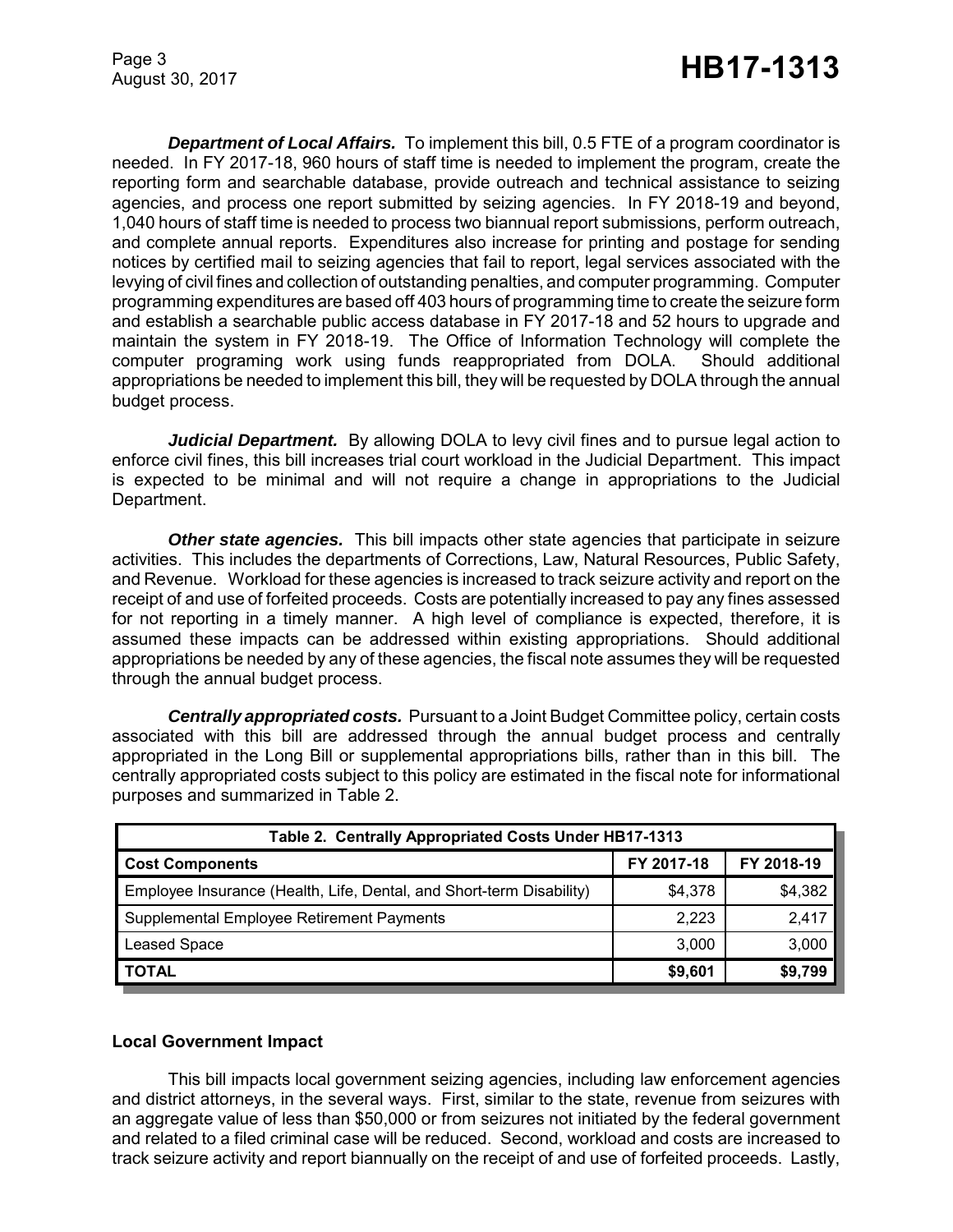***Department of Local Affairs.*** To implement this bill, 0.5 FTE of a program coordinator is needed. In FY 2017-18, 960 hours of staff time is needed to implement the program, create the reporting form and searchable database, provide outreach and technical assistance to seizing agencies, and process one report submitted by seizing agencies. In FY 2018-19 and beyond, 1,040 hours of staff time is needed to process two biannual report submissions, perform outreach, and complete annual reports. Expenditures also increase for printing and postage for sending notices by certified mail to seizing agencies that fail to report, legal services associated with the levying of civil fines and collection of outstanding penalties, and computer programming. Computer programming expenditures are based off 403 hours of programming time to create the seizure form and establish a searchable public access database in FY 2017-18 and 52 hours to upgrade and maintain the system in FY 2018-19. The Office of Information Technology will complete the computer programing work using funds reappropriated from DOLA. Should additional appropriations be needed to implement this bill, they will be requested by DOLA through the annual budget process.

***Judicial Department.*** By allowing DOLA to levy civil fines and to pursue legal action to enforce civil fines, this bill increases trial court workload in the Judicial Department. This impact is expected to be minimal and will not require a change in appropriations to the Judicial Department.

***Other state agencies.*** This bill impacts other state agencies that participate in seizure activities. This includes the departments of Corrections, Law, Natural Resources, Public Safety, and Revenue. Workload for these agencies is increased to track seizure activity and report on the receipt of and use of forfeited proceeds. Costs are potentially increased to pay any fines assessed for not reporting in a timely manner. A high level of compliance is expected, therefore, it is assumed these impacts can be addressed within existing appropriations. Should additional appropriations be needed by any of these agencies, the fiscal note assumes they will be requested through the annual budget process.

***Centrally appropriated costs.*** Pursuant to a Joint Budget Committee policy, certain costs associated with this bill are addressed through the annual budget process and centrally appropriated in the Long Bill or supplemental appropriations bills, rather than in this bill. The centrally appropriated costs subject to this policy are estimated in the fiscal note for informational purposes and summarized in Table 2.

| Table 2. Centrally Appropriated Costs Under HB17-1313 | | |
|---|---|---|
| **Cost Components** | **FY 2017-18** | **FY 2018-19** |
| Employee Insurance (Health, Life, Dental, and Short-term Disability) | $4,378 | $4,382 |
| Supplemental Employee Retirement Payments | 2,223 | 2,417 |
| Leased Space | 3,000 | 3,000 |
| **TOTAL** | **$9,601** | **$9,799** |

### Local Government Impact

This bill impacts local government seizing agencies, including law enforcement agencies and district attorneys, in the several ways. First, similar to the state, revenue from seizures with an aggregate value of less than $50,000 or from seizures not initiated by the federal government and related to a filed criminal case will be reduced. Second, workload and costs are increased to track seizure activity and report biannually on the receipt of and use of forfeited proceeds. Lastly,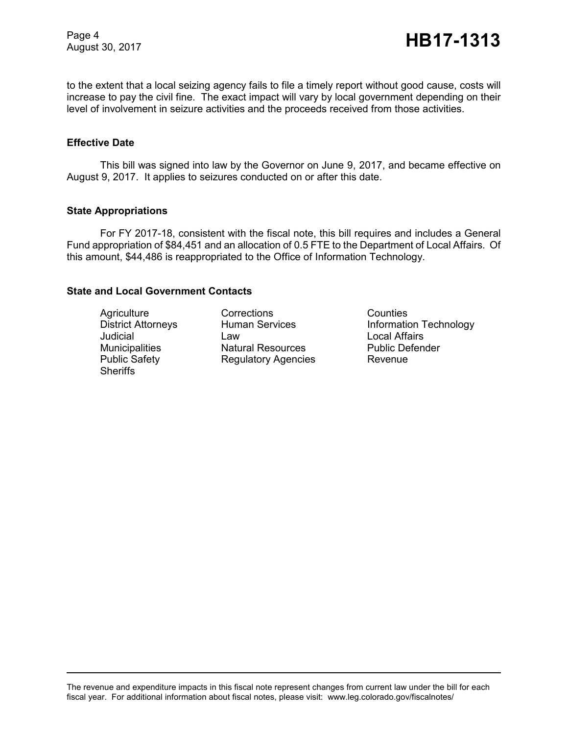to the extent that a local seizing agency fails to file a timely report without good cause, costs will increase to pay the civil fine. The exact impact will vary by local government depending on their level of involvement in seizure activities and the proceeds received from those activities.

### Effective Date

This bill was signed into law by the Governor on June 9, 2017, and became effective on August 9, 2017. It applies to seizures conducted on or after this date.

### State Appropriations

For FY 2017-18, consistent with the fiscal note, this bill requires and includes a General Fund appropriation of $84,451 and an allocation of 0.5 FTE to the Department of Local Affairs. Of this amount, $44,486 is reappropriated to the Office of Information Technology.

### State and Local Government Contacts

| | | |
|---|---|---|
| Agriculture | Corrections | Counties |
| District Attorneys | Human Services | Information Technology |
| Judicial | Law | Local Affairs |
| Municipalities | Natural Resources | Public Defender |
| Public Safety | Regulatory Agencies | Revenue |
| Sheriffs | | |

The revenue and expenditure impacts in this fiscal note represent changes from current law under the bill for each fiscal year. For additional information about fiscal notes, please visit: www.leg.colorado.gov/fiscalnotes/